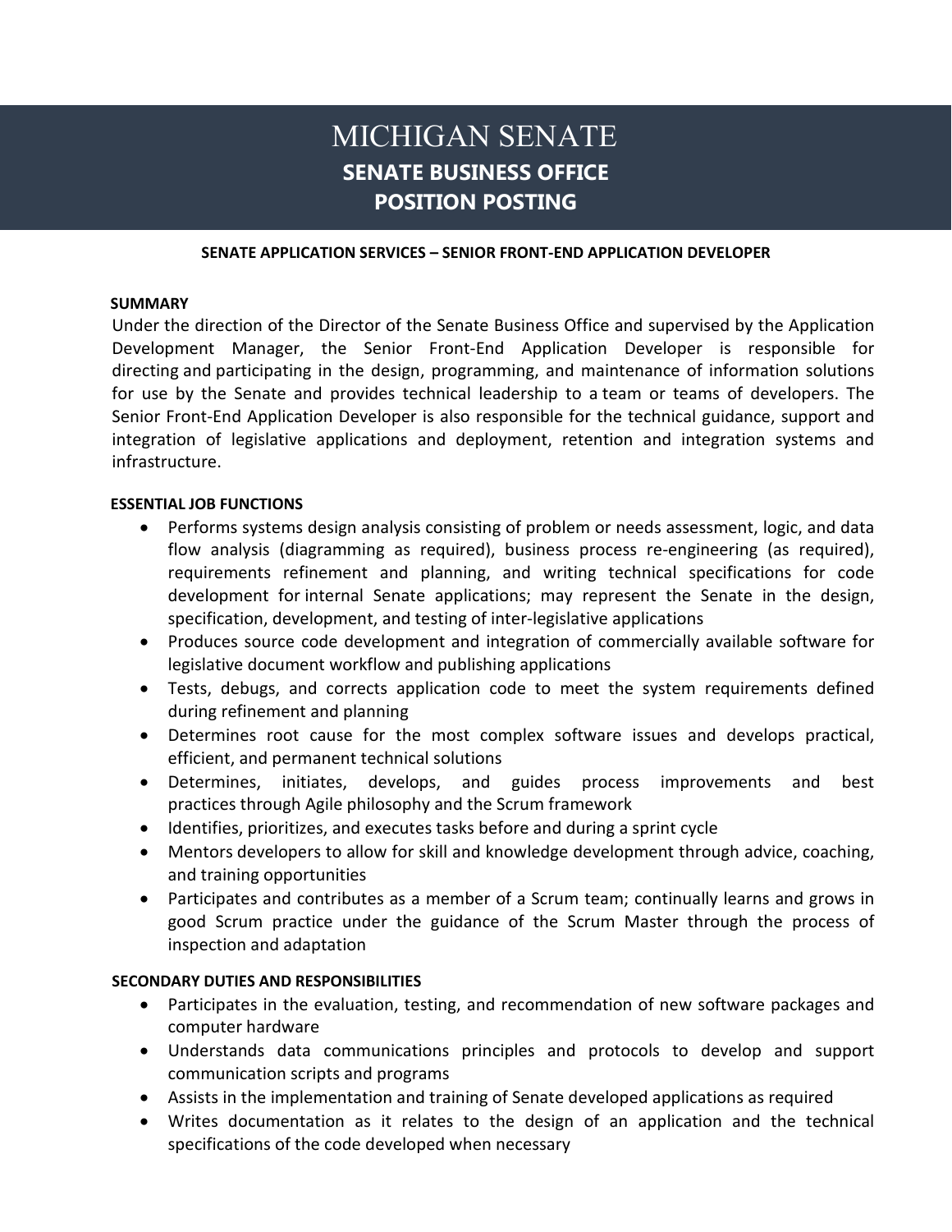# MICHIGAN SENATE

## SENATE BUSINESS OFFICE

## POSITION POSTING

**SENATE APPLICATION SERVICES – SENIOR FRONT-END APPLICATION DEVELOPER**

### SUMMARY

Under the direction of the Director of the Senate Business Office and supervised by the Application Development Manager, the Senior Front-End Application Developer is responsible for directing and participating in the design, programming, and maintenance of information solutions for use by the Senate and provides technical leadership to a team or teams of developers. The Senior Front-End Application Developer is also responsible for the technical guidance, support and integration of legislative applications and deployment, retention and integration systems and infrastructure.

### ESSENTIAL JOB FUNCTIONS

- Performs systems design analysis consisting of problem or needs assessment, logic, and data flow analysis (diagramming as required), business process re-engineering (as required), requirements refinement and planning, and writing technical specifications for code development for internal Senate applications; may represent the Senate in the design, specification, development, and testing of inter-legislative applications
- Produces source code development and integration of commercially available software for legislative document workflow and publishing applications
- Tests, debugs, and corrects application code to meet the system requirements defined during refinement and planning
- Determines root cause for the most complex software issues and develops practical, efficient, and permanent technical solutions
- Determines, initiates, develops, and guides process improvements and best practices through Agile philosophy and the Scrum framework
- Identifies, prioritizes, and executes tasks before and during a sprint cycle
- Mentors developers to allow for skill and knowledge development through advice, coaching, and training opportunities
- Participates and contributes as a member of a Scrum team; continually learns and grows in good Scrum practice under the guidance of the Scrum Master through the process of inspection and adaptation

### SECONDARY DUTIES AND RESPONSIBILITIES

- Participates in the evaluation, testing, and recommendation of new software packages and computer hardware
- Understands data communications principles and protocols to develop and support communication scripts and programs
- Assists in the implementation and training of Senate developed applications as required
- Writes documentation as it relates to the design of an application and the technical specifications of the code developed when necessary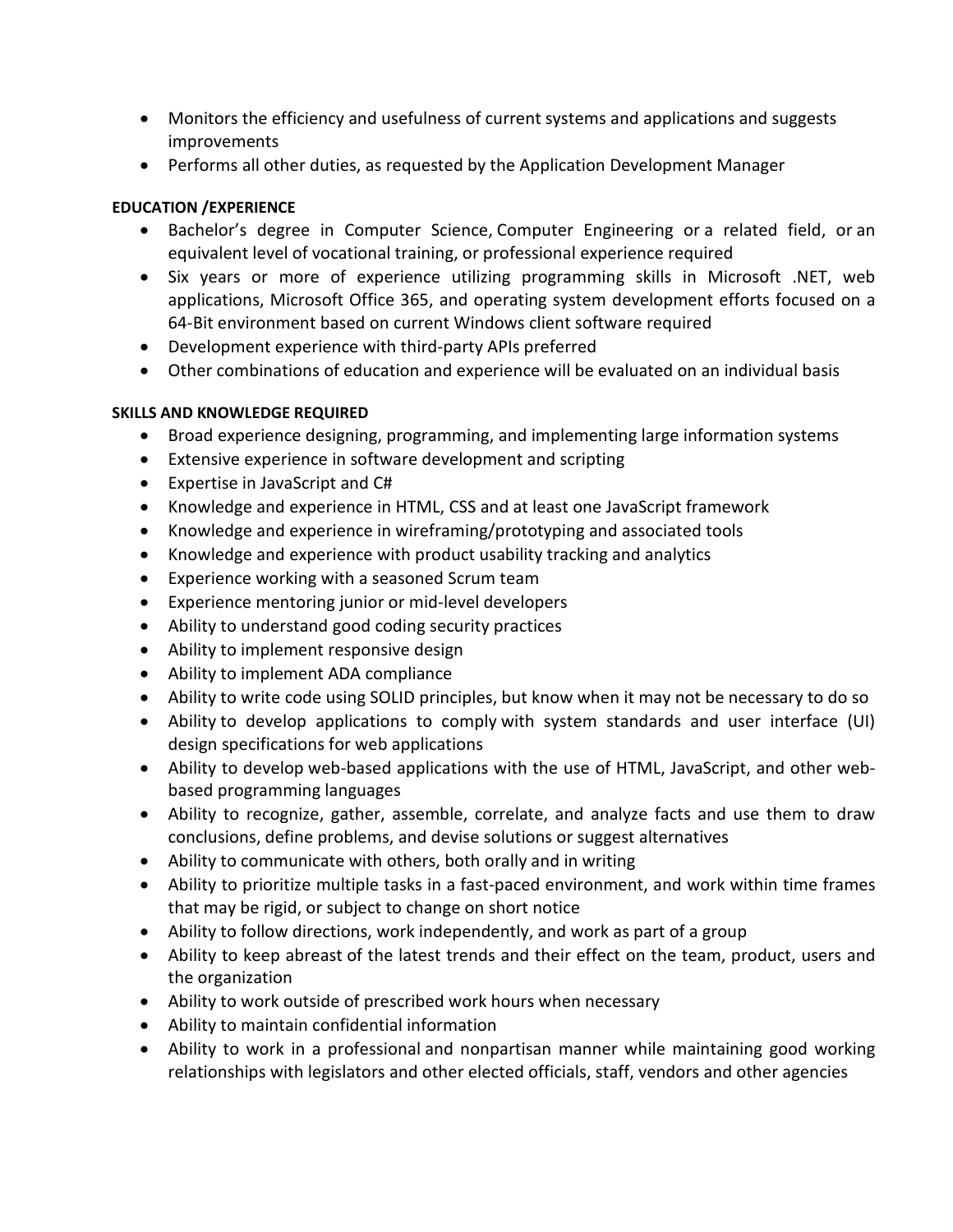- Monitors the efficiency and usefulness of current systems and applications and suggests improvements
- Performs all other duties, as requested by the Application Development Manager

**EDUCATION /EXPERIENCE**

- Bachelor's degree in Computer Science, Computer Engineering or a related field, or an equivalent level of vocational training, or professional experience required
- Six years or more of experience utilizing programming skills in Microsoft .NET, web applications, Microsoft Office 365, and operating system development efforts focused on a 64-Bit environment based on current Windows client software required
- Development experience with third-party APIs preferred
- Other combinations of education and experience will be evaluated on an individual basis

**SKILLS AND KNOWLEDGE REQUIRED**

- Broad experience designing, programming, and implementing large information systems
- Extensive experience in software development and scripting
- Expertise in JavaScript and C#
- Knowledge and experience in HTML, CSS and at least one JavaScript framework
- Knowledge and experience in wireframing/prototyping and associated tools
- Knowledge and experience with product usability tracking and analytics
- Experience working with a seasoned Scrum team
- Experience mentoring junior or mid-level developers
- Ability to understand good coding security practices
- Ability to implement responsive design
- Ability to implement ADA compliance
- Ability to write code using SOLID principles, but know when it may not be necessary to do so
- Ability to develop applications to comply with system standards and user interface (UI) design specifications for web applications
- Ability to develop web-based applications with the use of HTML, JavaScript, and other web-based programming languages
- Ability to recognize, gather, assemble, correlate, and analyze facts and use them to draw conclusions, define problems, and devise solutions or suggest alternatives
- Ability to communicate with others, both orally and in writing
- Ability to prioritize multiple tasks in a fast-paced environment, and work within time frames that may be rigid, or subject to change on short notice
- Ability to follow directions, work independently, and work as part of a group
- Ability to keep abreast of the latest trends and their effect on the team, product, users and the organization
- Ability to work outside of prescribed work hours when necessary
- Ability to maintain confidential information
- Ability to work in a professional and nonpartisan manner while maintaining good working relationships with legislators and other elected officials, staff, vendors and other agencies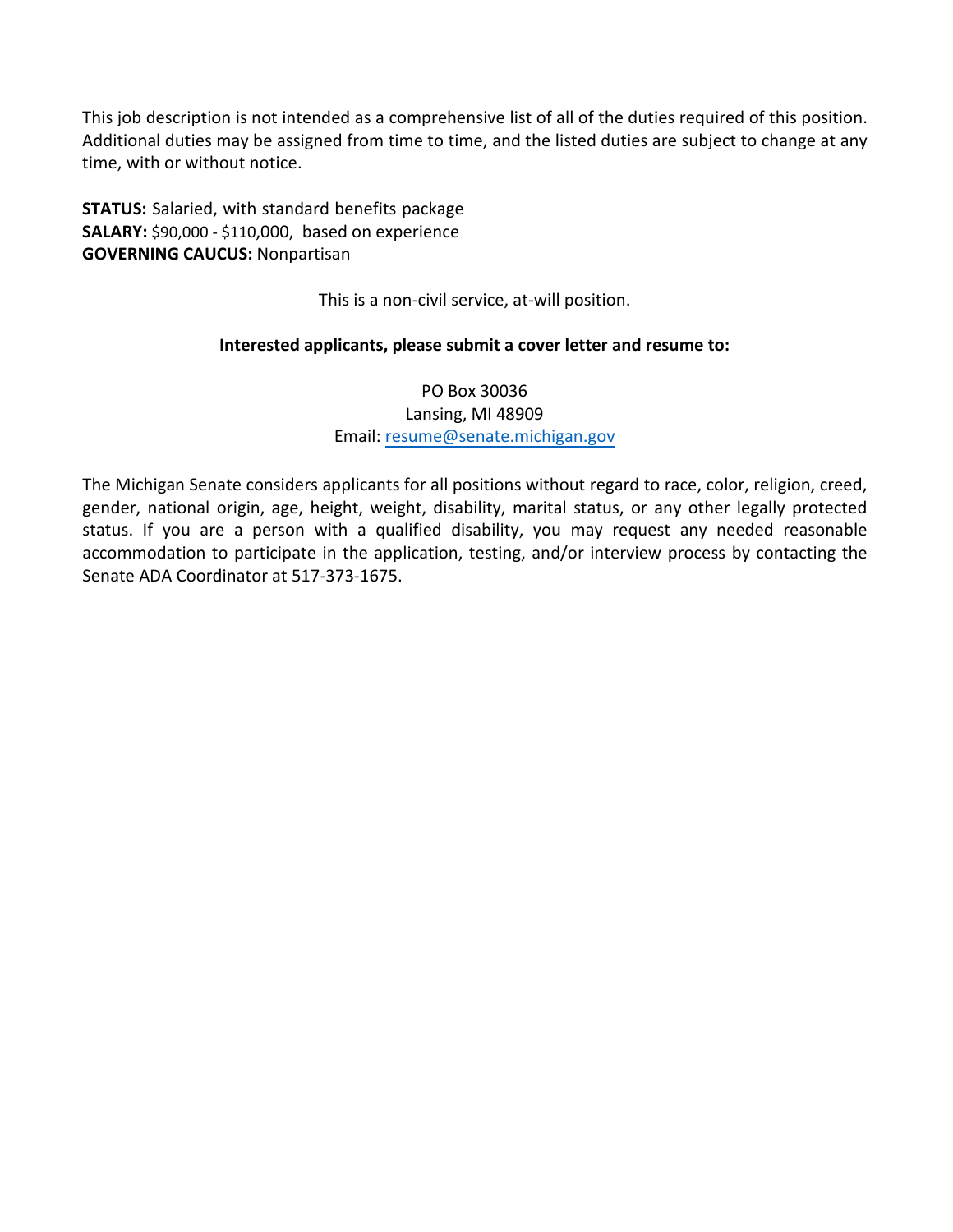This job description is not intended as a comprehensive list of all of the duties required of this position. Additional duties may be assigned from time to time, and the listed duties are subject to change at any time, with or without notice.

**STATUS:** Salaried, with standard benefits package
**SALARY:** $90,000 - $110,000, based on experience
**GOVERNING CAUCUS:** Nonpartisan

This is a non-civil service, at-will position.

**Interested applicants, please submit a cover letter and resume to:**

PO Box 30036
Lansing, MI 48909
Email: resume@senate.michigan.gov

The Michigan Senate considers applicants for all positions without regard to race, color, religion, creed, gender, national origin, age, height, weight, disability, marital status, or any other legally protected status. If you are a person with a qualified disability, you may request any needed reasonable accommodation to participate in the application, testing, and/or interview process by contacting the Senate ADA Coordinator at 517-373-1675.